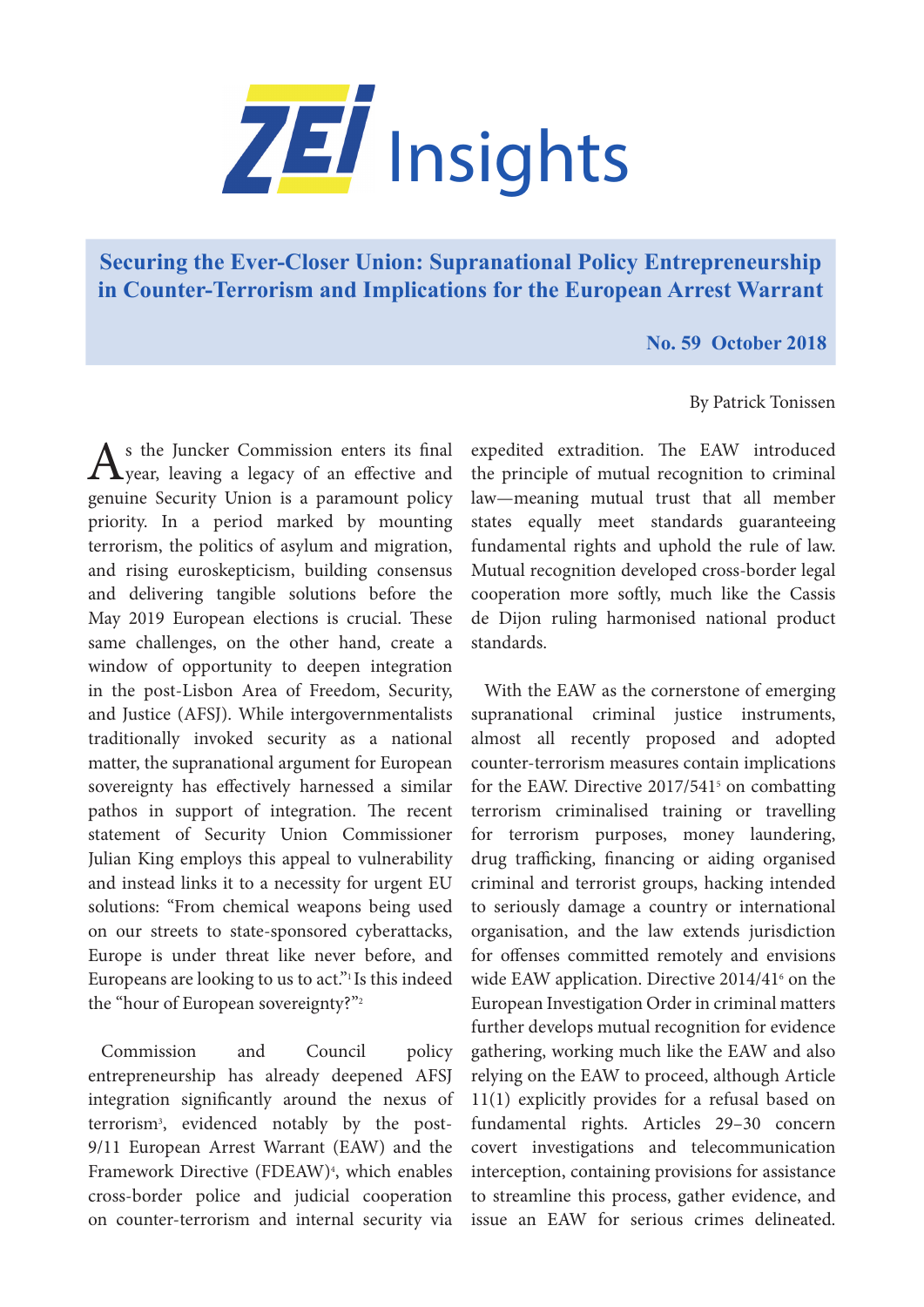ZEI Insights

# Securing the Ever-Closer Union: Supranational Policy Entrepreneurship in Counter-Terrorism and Implications for the European Arrest Warrant

**No. 59 October 2018**

By Patrick Tonissen

As the Juncker Commission enters its final year, leaving a legacy of an effective and genuine Security Union is a paramount policy priority. In a period marked by mounting terrorism, the politics of asylum and migration, and rising euroskepticism, building consensus and delivering tangible solutions before the May 2019 European elections is crucial. These same challenges, on the other hand, create a window of opportunity to deepen integration in the post-Lisbon Area of Freedom, Security, and Justice (AFSJ). While intergovernmentalists traditionally invoked security as a national matter, the supranational argument for European sovereignty has effectively harnessed a similar pathos in support of integration. The recent statement of Security Union Commissioner Julian King employs this appeal to vulnerability and instead links it to a necessity for urgent EU solutions: "From chemical weapons being used on our streets to state-sponsored cyberattacks, Europe is under threat like never before, and Europeans are looking to us to act."[1] Is this indeed the "hour of European sovereignty?"[2]

Commission and Council policy entrepreneurship has already deepened AFSJ integration significantly around the nexus of terrorism[3], evidenced notably by the post-9/11 European Arrest Warrant (EAW) and the Framework Directive (FDEAW)[4], which enables cross-border police and judicial cooperation on counter-terrorism and internal security via expedited extradition. The EAW introduced the principle of mutual recognition to criminal law—meaning mutual trust that all member states equally meet standards guaranteeing fundamental rights and uphold the rule of law. Mutual recognition developed cross-border legal cooperation more softly, much like the Cassis de Dijon ruling harmonised national product standards.

With the EAW as the cornerstone of emerging supranational criminal justice instruments, almost all recently proposed and adopted counter-terrorism measures contain implications for the EAW. Directive 2017/541[5] on combatting terrorism criminalised training or travelling for terrorism purposes, money laundering, drug trafficking, financing or aiding organised criminal and terrorist groups, hacking intended to seriously damage a country or international organisation, and the law extends jurisdiction for offenses committed remotely and envisions wide EAW application. Directive 2014/41[6] on the European Investigation Order in criminal matters further develops mutual recognition for evidence gathering, working much like the EAW and also relying on the EAW to proceed, although Article 11(1) explicitly provides for a refusal based on fundamental rights. Articles 29–30 concern covert investigations and telecommunication interception, containing provisions for assistance to streamline this process, gather evidence, and issue an EAW for serious crimes delineated.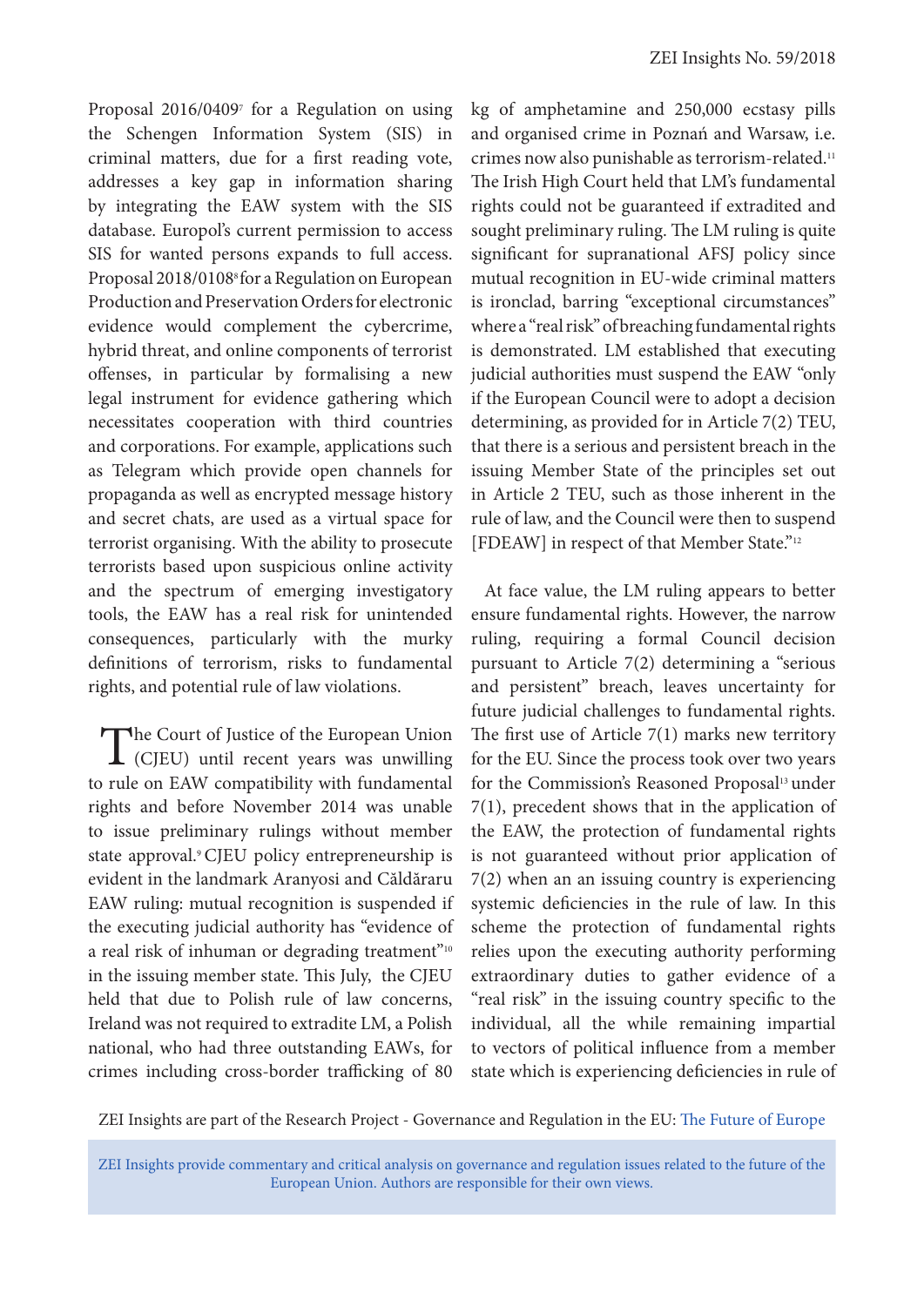Proposal 2016/0409[7] for a Regulation on using the Schengen Information System (SIS) in criminal matters, due for a first reading vote, addresses a key gap in information sharing by integrating the EAW system with the SIS database. Europol's current permission to access SIS for wanted persons expands to full access. Proposal 2018/0108[8] for a Regulation on European Production and Preservation Orders for electronic evidence would complement the cybercrime, hybrid threat, and online components of terrorist offenses, in particular by formalising a new legal instrument for evidence gathering which necessitates cooperation with third countries and corporations. For example, applications such as Telegram which provide open channels for propaganda as well as encrypted message history and secret chats, are used as a virtual space for terrorist organising. With the ability to prosecute terrorists based upon suspicious online activity and the spectrum of emerging investigatory tools, the EAW has a real risk for unintended consequences, particularly with the murky definitions of terrorism, risks to fundamental rights, and potential rule of law violations.

The Court of Justice of the European Union (CJEU) until recent years was unwilling to rule on EAW compatibility with fundamental rights and before November 2014 was unable to issue preliminary rulings without member state approval.[9] CJEU policy entrepreneurship is evident in the landmark Aranyosi and Căldăraru EAW ruling: mutual recognition is suspended if the executing judicial authority has "evidence of a real risk of inhuman or degrading treatment"[10] in the issuing member state. This July, the CJEU held that due to Polish rule of law concerns, Ireland was not required to extradite LM, a Polish national, who had three outstanding EAWs, for crimes including cross-border trafficking of 80 kg of amphetamine and 250,000 ecstasy pills and organised crime in Poznań and Warsaw, i.e. crimes now also punishable as terrorism-related.[11] The Irish High Court held that LM's fundamental rights could not be guaranteed if extradited and sought preliminary ruling. The LM ruling is quite significant for supranational AFSJ policy since mutual recognition in EU-wide criminal matters is ironclad, barring "exceptional circumstances" where a "real risk" of breaching fundamental rights is demonstrated. LM established that executing judicial authorities must suspend the EAW "only if the European Council were to adopt a decision determining, as provided for in Article 7(2) TEU, that there is a serious and persistent breach in the issuing Member State of the principles set out in Article 2 TEU, such as those inherent in the rule of law, and the Council were then to suspend [FDEAW] in respect of that Member State."[12]

At face value, the LM ruling appears to better ensure fundamental rights. However, the narrow ruling, requiring a formal Council decision pursuant to Article 7(2) determining a "serious and persistent" breach, leaves uncertainty for future judicial challenges to fundamental rights. The first use of Article 7(1) marks new territory for the EU. Since the process took over two years for the Commission's Reasoned Proposal[13] under 7(1), precedent shows that in the application of the EAW, the protection of fundamental rights is not guaranteed without prior application of 7(2) when an an issuing country is experiencing systemic deficiencies in the rule of law. In this scheme the protection of fundamental rights relies upon the executing authority performing extraordinary duties to gather evidence of a "real risk" in the issuing country specific to the individual, all the while remaining impartial to vectors of political influence from a member state which is experiencing deficiencies in rule of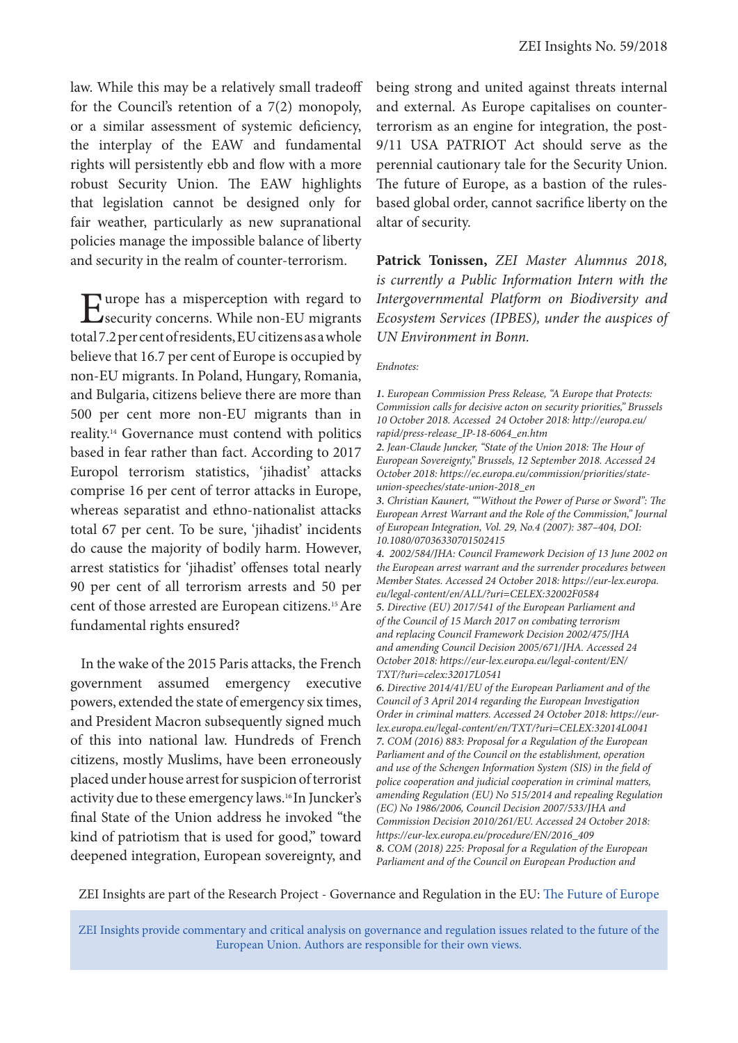law. While this may be a relatively small tradeoff for the Council's retention of a 7(2) monopoly, or a similar assessment of systemic deficiency, the interplay of the EAW and fundamental rights will persistently ebb and flow with a more robust Security Union. The EAW highlights that legislation cannot be designed only for fair weather, particularly as new supranational policies manage the impossible balance of liberty and security in the realm of counter-terrorism.

Europe has a misperception with regard to security concerns. While non-EU migrants total 7.2 per cent of residents, EU citizens as a whole believe that 16.7 per cent of Europe is occupied by non-EU migrants. In Poland, Hungary, Romania, and Bulgaria, citizens believe there are more than 500 per cent more non-EU migrants than in reality.[14] Governance must contend with politics based in fear rather than fact. According to 2017 Europol terrorism statistics, 'jihadist' attacks comprise 16 per cent of terror attacks in Europe, whereas separatist and ethno-nationalist attacks total 67 per cent. To be sure, 'jihadist' incidents do cause the majority of bodily harm. However, arrest statistics for 'jihadist' offenses total nearly 90 per cent of all terrorism arrests and 50 per cent of those arrested are European citizens.[15] Are fundamental rights ensured?

In the wake of the 2015 Paris attacks, the French government assumed emergency executive powers, extended the state of emergency six times, and President Macron subsequently signed much of this into national law. Hundreds of French citizens, mostly Muslims, have been erroneously placed under house arrest for suspicion of terrorist activity due to these emergency laws.[16] In Juncker's final State of the Union address he invoked "the kind of patriotism that is used for good," toward deepened integration, European sovereignty, and being strong and united against threats internal and external. As Europe capitalises on counter-terrorism as an engine for integration, the post-9/11 USA PATRIOT Act should serve as the perennial cautionary tale for the Security Union. The future of Europe, as a bastion of the rules-based global order, cannot sacrifice liberty on the altar of security.

**Patrick Tonissen,** *ZEI Master Alumnus 2018, is currently a Public Information Intern with the Intergovernmental Platform on Biodiversity and Ecosystem Services (IPBES), under the auspices of UN Environment in Bonn.*

*Endnotes:*

*1. European Commission Press Release, "A Europe that Protects: Commission calls for decisive acton on security priorities," Brussels 10 October 2018. Accessed 24 October 2018: http://europa.eu/rapid/press-release_IP-18-6064_en.htm*

*2. Jean-Claude Juncker, "State of the Union 2018: The Hour of European Sovereignty," Brussels, 12 September 2018. Accessed 24 October 2018: https://ec.europa.eu/commission/priorities/state-union-speeches/state-union-2018_en*

*3. Christian Kaunert, ""Without the Power of Purse or Sword": The European Arrest Warrant and the Role of the Commission," Journal of European Integration, Vol. 29, No.4 (2007): 387–404, DOI: 10.1080/07036330701502415*

*4. 2002/584/JHA: Council Framework Decision of 13 June 2002 on the European arrest warrant and the surrender procedures between Member States. Accessed 24 October 2018: https://eur-lex.europa.eu/legal-content/en/ALL/?uri=CELEX:32002F0584*

*5. Directive (EU) 2017/541 of the European Parliament and of the Council of 15 March 2017 on combating terrorism and replacing Council Framework Decision 2002/475/JHA and amending Council Decision 2005/671/JHA. Accessed 24 October 2018: https://eur-lex.europa.eu/legal-content/EN/TXT/?uri=celex:32017L0541*

*6. Directive 2014/41/EU of the European Parliament and of the Council of 3 April 2014 regarding the European Investigation Order in criminal matters. Accessed 24 October 2018: https://eur-lex.europa.eu/legal-content/en/TXT/?uri=CELEX:32014L0041*

*7. COM (2016) 883: Proposal for a Regulation of the European Parliament and of the Council on the establishment, operation and use of the Schengen Information System (SIS) in the field of police cooperation and judicial cooperation in criminal matters, amending Regulation (EU) No 515/2014 and repealing Regulation (EC) No 1986/2006, Council Decision 2007/533/JHA and Commission Decision 2010/261/EU. Accessed 24 October 2018: https://eur-lex.europa.eu/procedure/EN/2016_409*

*8. COM (2018) 225: Proposal for a Regulation of the European Parliament and of the Council on European Production and*

ZEI Insights are part of the Research Project - Governance and Regulation in the EU: The Future of Europe

ZEI Insights provide commentary and critical analysis on governance and regulation issues related to the future of the European Union. Authors are responsible for their own views.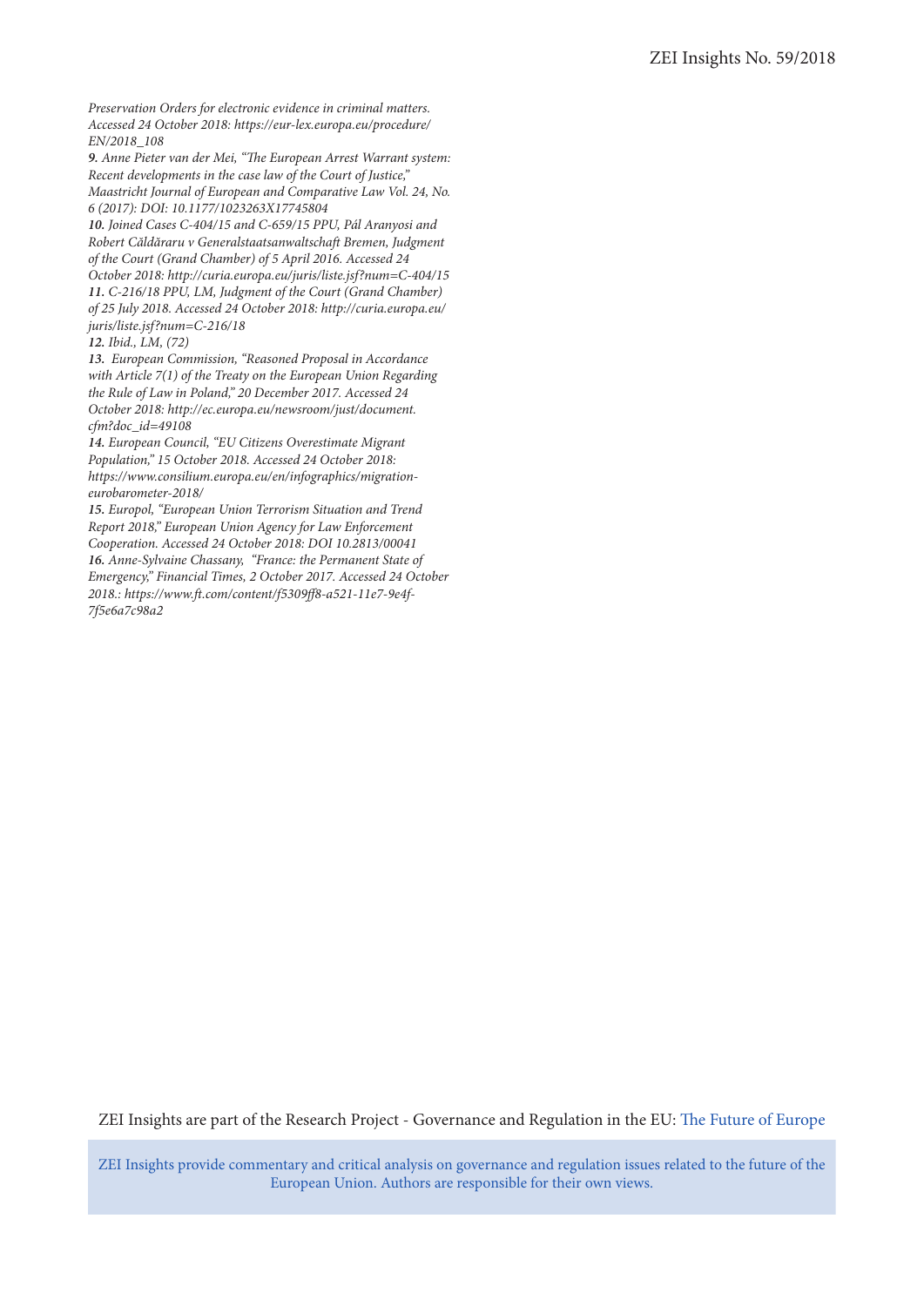*Preservation Orders for electronic evidence in criminal matters. Accessed 24 October 2018: https://eur-lex.europa.eu/procedure/EN/2018_108*

***9.*** *Anne Pieter van der Mei, "The European Arrest Warrant system: Recent developments in the case law of the Court of Justice," Maastricht Journal of European and Comparative Law Vol. 24, No. 6 (2017): DOI: 10.1177/1023263X17745804*

***10.*** *Joined Cases C-404/15 and C-659/15 PPU, Pál Aranyosi and Robert Căldăraru v Generalstaatsanwaltschaft Bremen, Judgment of the Court (Grand Chamber) of 5 April 2016. Accessed 24 October 2018: http://curia.europa.eu/juris/liste.jsf?num=C-404/15*

***11.*** *C-216/18 PPU, LM, Judgment of the Court (Grand Chamber) of 25 July 2018. Accessed 24 October 2018: http://curia.europa.eu/juris/liste.jsf?num=C-216/18*

***12.*** *Ibid., LM, (72)*

***13.*** *European Commission, "Reasoned Proposal in Accordance with Article 7(1) of the Treaty on the European Union Regarding the Rule of Law in Poland," 20 December 2017. Accessed 24 October 2018: http://ec.europa.eu/newsroom/just/document.cfm?doc_id=49108*

***14.*** *European Council, "EU Citizens Overestimate Migrant Population," 15 October 2018. Accessed 24 October 2018: https://www.consilium.europa.eu/en/infographics/migration-eurobarometer-2018/*

***15.*** *Europol, "European Union Terrorism Situation and Trend Report 2018," European Union Agency for Law Enforcement Cooperation. Accessed 24 October 2018: DOI 10.2813/00041*

***16.*** *Anne-Sylvaine Chassany, "France: the Permanent State of Emergency," Financial Times, 2 October 2017. Accessed 24 October 2018.: https://www.ft.com/content/f5309ff8-a521-11e7-9e4f-7f5e6a7c98a2*

ZEI Insights are part of the Research Project - Governance and Regulation in the EU: The Future of Europe

ZEI Insights provide commentary and critical analysis on governance and regulation issues related to the future of the European Union. Authors are responsible for their own views.